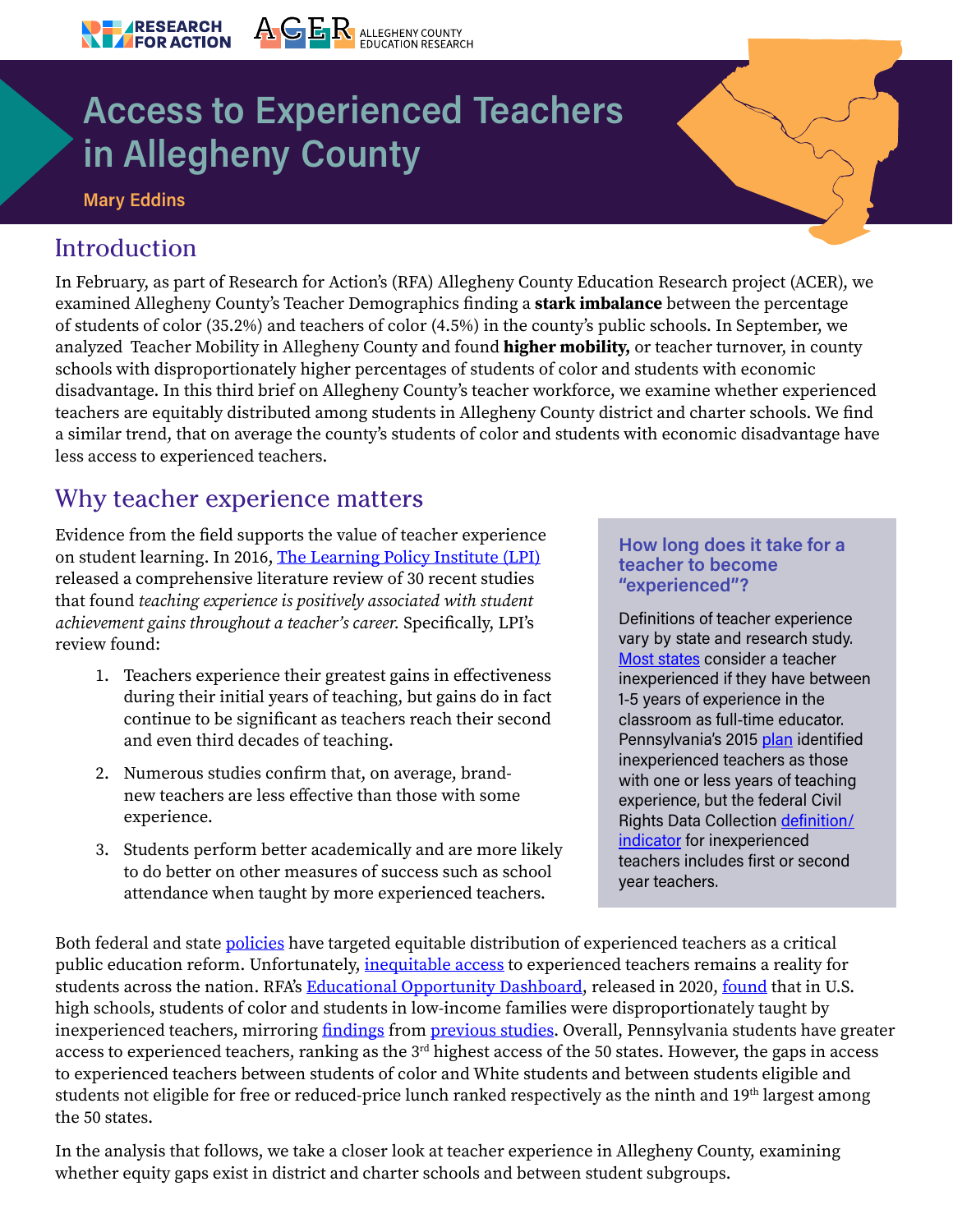RESEARCH FOR ACTION | ACER ALLEGHENY COUNTY EDUCATION RESEARCH

# Access to Experienced Teachers in Allegheny County

Mary Eddins

## Introduction

In February, as part of Research for Action's (RFA) Allegheny County Education Research project (ACER), we examined Allegheny County's Teacher Demographics finding a **stark imbalance** between the percentage of students of color (35.2%) and teachers of color (4.5%) in the county's public schools. In September, we analyzed Teacher Mobility in Allegheny County and found **higher mobility,** or teacher turnover, in county schools with disproportionately higher percentages of students of color and students with economic disadvantage. In this third brief on Allegheny County's teacher workforce, we examine whether experienced teachers are equitably distributed among students in Allegheny County district and charter schools. We find a similar trend, that on average the county's students of color and students with economic disadvantage have less access to experienced teachers.

## Why teacher experience matters

Evidence from the field supports the value of teacher experience on student learning. In 2016, The Learning Policy Institute (LPI) released a comprehensive literature review of 30 recent studies that found *teaching experience is positively associated with student achievement gains throughout a teacher's career.* Specifically, LPI's review found:

1. Teachers experience their greatest gains in effectiveness during their initial years of teaching, but gains do in fact continue to be significant as teachers reach their second and even third decades of teaching.
2. Numerous studies confirm that, on average, brand-new teachers are less effective than those with some experience.
3. Students perform better academically and are more likely to do better on other measures of success such as school attendance when taught by more experienced teachers.

### How long does it take for a teacher to become "experienced"?

Definitions of teacher experience vary by state and research study. Most states consider a teacher inexperienced if they have between 1-5 years of experience in the classroom as full-time educator. Pennsylvania's 2015 plan identified inexperienced teachers as those with one or less years of teaching experience, but the federal Civil Rights Data Collection definition/indicator for inexperienced teachers includes first or second year teachers.

Both federal and state policies have targeted equitable distribution of experienced teachers as a critical public education reform. Unfortunately, inequitable access to experienced teachers remains a reality for students across the nation. RFA's Educational Opportunity Dashboard, released in 2020, found that in U.S. high schools, students of color and students in low-income families were disproportionately taught by inexperienced teachers, mirroring findings from previous studies. Overall, Pennsylvania students have greater access to experienced teachers, ranking as the 3rd highest access of the 50 states. However, the gaps in access to experienced teachers between students of color and White students and between students eligible and students not eligible for free or reduced-price lunch ranked respectively as the ninth and 19th largest among the 50 states.

In the analysis that follows, we take a closer look at teacher experience in Allegheny County, examining whether equity gaps exist in district and charter schools and between student subgroups.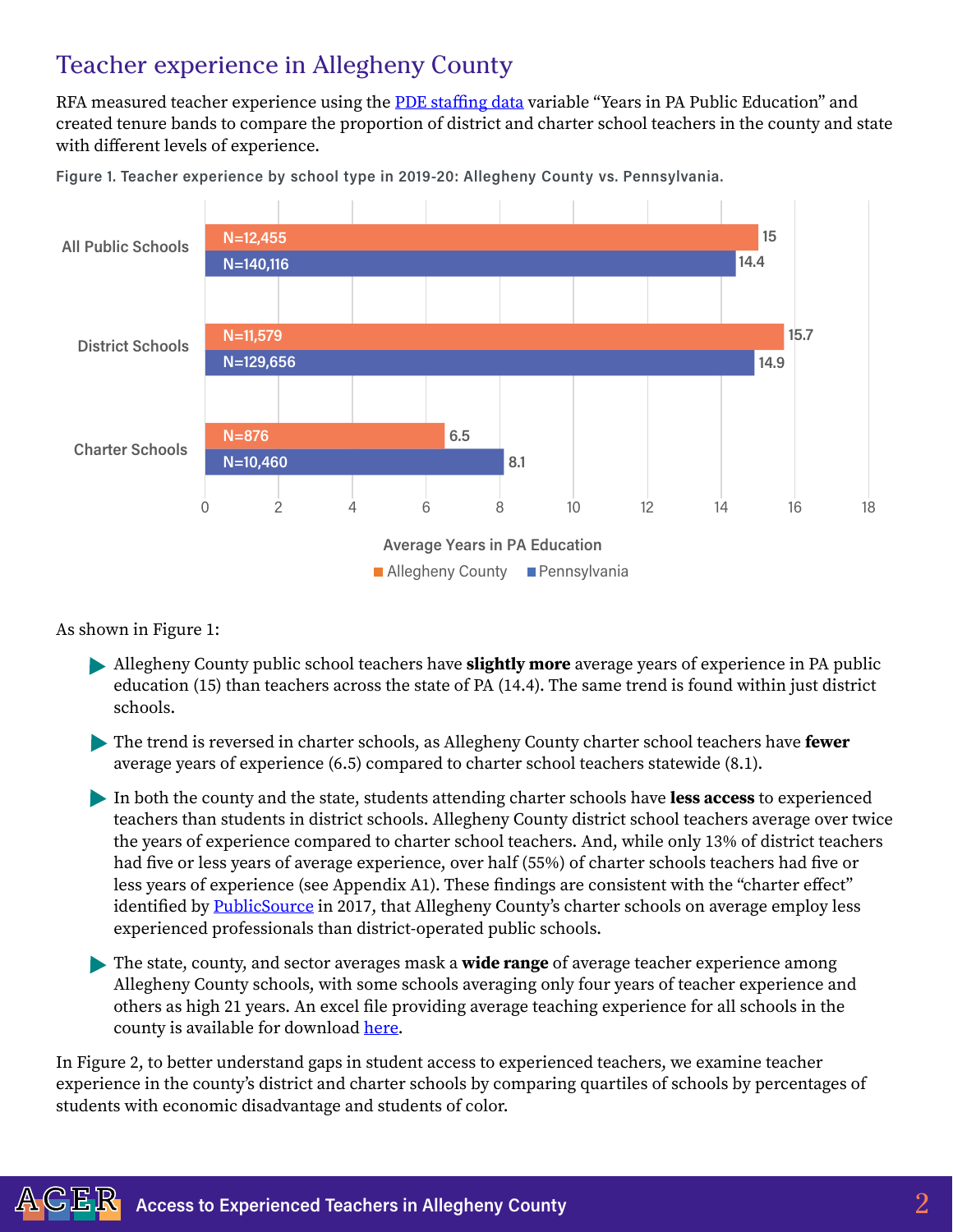# Teacher experience in Allegheny County

RFA measured teacher experience using the PDE staffing data variable "Years in PA Public Education" and created tenure bands to compare the proportion of district and charter school teachers in the county and state with different levels of experience.

**Figure 1. Teacher experience by school type in 2019-20: Allegheny County vs. Pennsylvania.**

| School Type | Allegheny County | Pennsylvania |
| --- | --- | --- |
| All Public Schools | 15 (N=12,455) | 14.4 (N=140,116) |
| District Schools | 15.7 (N=11,579) | 14.9 (N=129,656) |
| Charter Schools | 6.5 (N=876) | 8.1 (N=10,460) |

Average Years in PA Education

As shown in Figure 1:

- Allegheny County public school teachers have **slightly more** average years of experience in PA public education (15) than teachers across the state of PA (14.4). The same trend is found within just district schools.
- The trend is reversed in charter schools, as Allegheny County charter school teachers have **fewer** average years of experience (6.5) compared to charter school teachers statewide (8.1).
- In both the county and the state, students attending charter schools have **less access** to experienced teachers than students in district schools. Allegheny County district school teachers average over twice the years of experience compared to charter school teachers. And, while only 13% of district teachers had five or less years of average experience, over half (55%) of charter schools teachers had five or less years of experience (see Appendix A1). These findings are consistent with the "charter effect" identified by PublicSource in 2017, that Allegheny County's charter schools on average employ less experienced professionals than district-operated public schools.
- The state, county, and sector averages mask a **wide range** of average teacher experience among Allegheny County schools, with some schools averaging only four years of teacher experience and others as high 21 years. An excel file providing average teaching experience for all schools in the county is available for download here.

In Figure 2, to better understand gaps in student access to experienced teachers, we examine teacher experience in the county's district and charter schools by comparing quartiles of schools by percentages of students with economic disadvantage and students of color.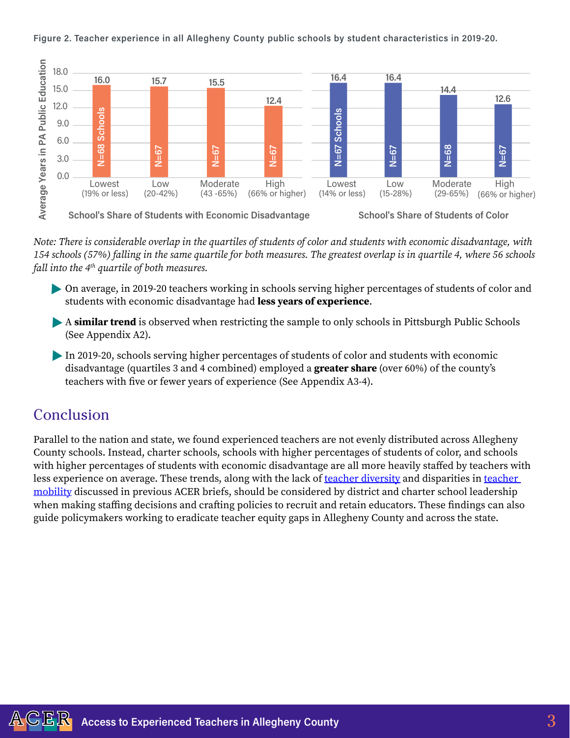Figure 2. Teacher experience in all Allegheny County public schools by student characteristics in 2019-20.

| School's Share of Students with Economic Disadvantage | Average Years in PA Public Education | N |
|---|---|---|
| Lowest (19% or less) | 16.0 | 68 Schools |
| Low (20-42%) | 15.7 | 67 |
| Moderate (43 -65%) | 15.5 | 67 |
| High (66% or higher) | 12.4 | 67 |

| School's Share of Students of Color | Average Years in PA Public Education | N |
|---|---|---|
| Lowest (14% or less) | 16.4 | 67 Schools |
| Low (15-28%) | 16.4 | 67 |
| Moderate (29-65%) | 14.4 | 68 |
| High (66% or higher) | 12.6 | 67 |

*Note: There is considerable overlap in the quartiles of students of color and students with economic disadvantage, with 154 schools (57%) falling in the same quartile for both measures. The greatest overlap is in quartile 4, where 56 schools fall into the 4th quartile of both measures.*

- On average, in 2019-20 teachers working in schools serving higher percentages of students of color and students with economic disadvantage had **less years of experience**.
- A **similar trend** is observed when restricting the sample to only schools in Pittsburgh Public Schools (See Appendix A2).
- In 2019-20, schools serving higher percentages of students of color and students with economic disadvantage (quartiles 3 and 4 combined) employed a **greater share** (over 60%) of the county's teachers with five or fewer years of experience (See Appendix A3-4).

## Conclusion

Parallel to the nation and state, we found experienced teachers are not evenly distributed across Allegheny County schools. Instead, charter schools, schools with higher percentages of students of color, and schools with higher percentages of students with economic disadvantage are all more heavily staffed by teachers with less experience on average. These trends, along with the lack of teacher diversity and disparities in teacher mobility discussed in previous ACER briefs, should be considered by district and charter school leadership when making staffing decisions and crafting policies to recruit and retain educators. These findings can also guide policymakers working to eradicate teacher equity gaps in Allegheny County and across the state.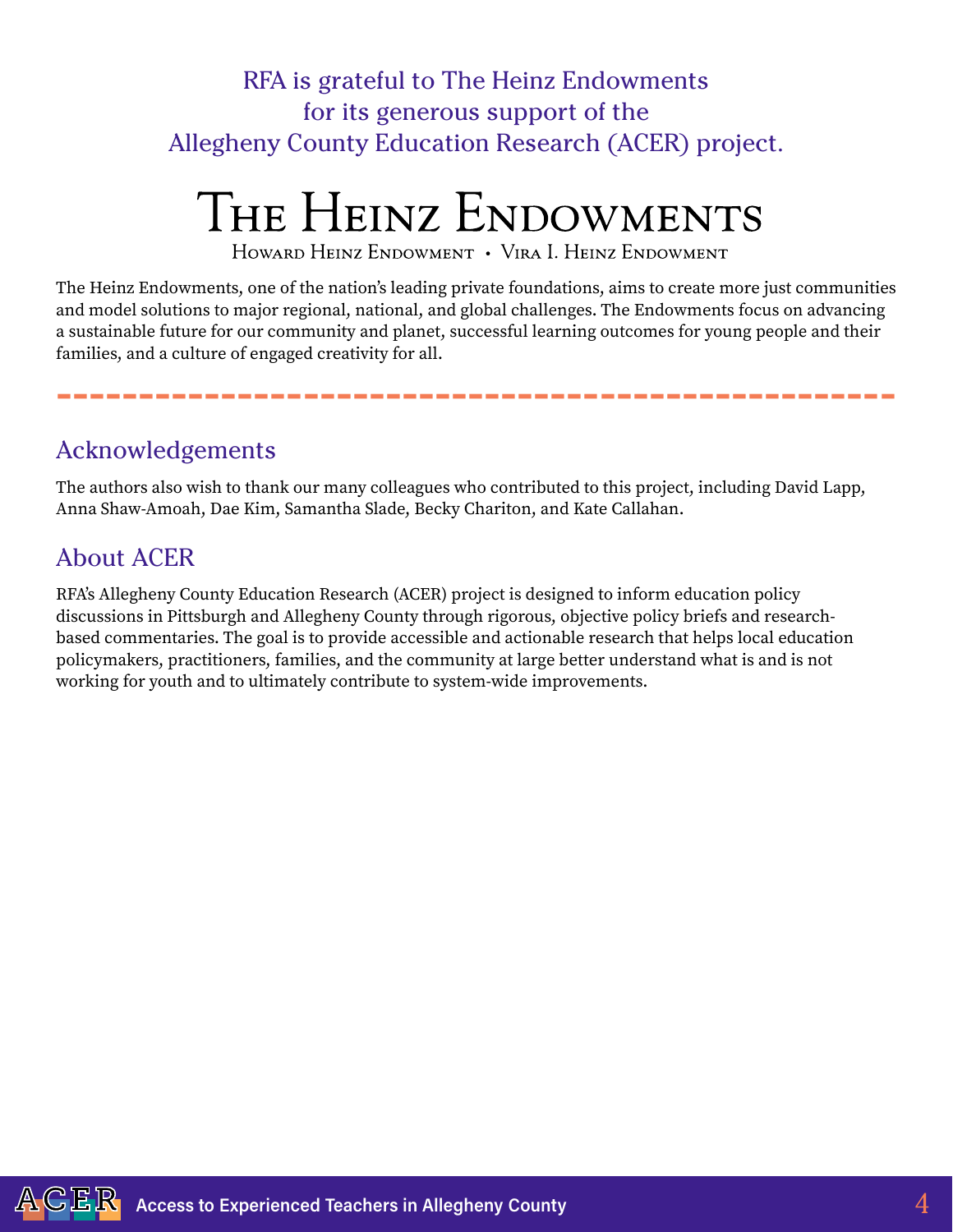RFA is grateful to The Heinz Endowments for its generous support of the Allegheny County Education Research (ACER) project.

# The Heinz Endowments

Howard Heinz Endowment • Vira I. Heinz Endowment

The Heinz Endowments, one of the nation's leading private foundations, aims to create more just communities and model solutions to major regional, national, and global challenges. The Endowments focus on advancing a sustainable future for our community and planet, successful learning outcomes for young people and their families, and a culture of engaged creativity for all.

## Acknowledgements

The authors also wish to thank our many colleagues who contributed to this project, including David Lapp, Anna Shaw-Amoah, Dae Kim, Samantha Slade, Becky Chariton, and Kate Callahan.

## About ACER

RFA's Allegheny County Education Research (ACER) project is designed to inform education policy discussions in Pittsburgh and Allegheny County through rigorous, objective policy briefs and research-based commentaries. The goal is to provide accessible and actionable research that helps local education policymakers, practitioners, families, and the community at large better understand what is and is not working for youth and to ultimately contribute to system-wide improvements.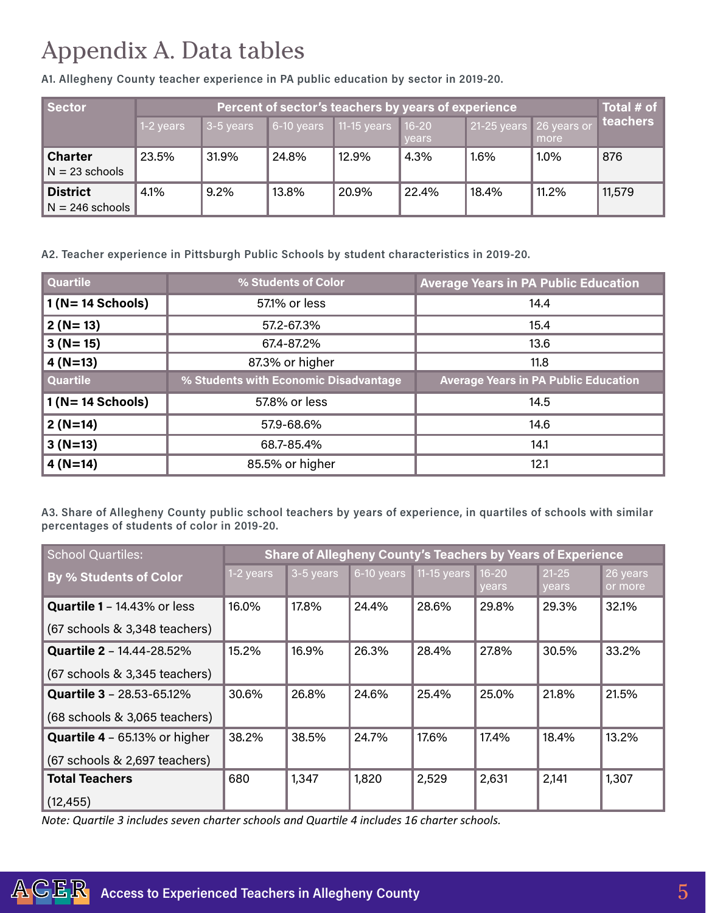# Appendix A. Data tables

**A1. Allegheny County teacher experience in PA public education by sector in 2019-20.**

| Sector | Percent of sector's teachers by years of experience | | | | | | | Total # of teachers |
|---|---|---|---|---|---|---|---|---|
| | 1-2 years | 3-5 years | 6-10 years | 11-15 years | 16-20 years | 21-25 years | 26 years or more | |
| **Charter** N = 23 schools | 23.5% | 31.9% | 24.8% | 12.9% | 4.3% | 1.6% | 1.0% | 876 |
| **District** N = 246 schools | 4.1% | 9.2% | 13.8% | 20.9% | 22.4% | 18.4% | 11.2% | 11,579 |

**A2. Teacher experience in Pittsburgh Public Schools by student characteristics in 2019-20.**

| Quartile | % Students of Color | Average Years in PA Public Education |
|---|---|---|
| **1 (N= 14 Schools)** | 57.1% or less | 14.4 |
| **2 (N= 13)** | 57.2-67.3% | 15.4 |
| **3 (N= 15)** | 67.4-87.2% | 13.6 |
| **4 (N=13)** | 87.3% or higher | 11.8 |
| **Quartile** | **% Students with Economic Disadvantage** | **Average Years in PA Public Education** |
| **1 (N= 14 Schools)** | 57.8% or less | 14.5 |
| **2 (N=14)** | 57.9-68.6% | 14.6 |
| **3 (N=13)** | 68.7-85.4% | 14.1 |
| **4 (N=14)** | 85.5% or higher | 12.1 |

**A3. Share of Allegheny County public school teachers by years of experience, in quartiles of schools with similar percentages of students of color in 2019-20.**

| School Quartiles: By % Students of Color | Share of Allegheny County's Teachers by Years of Experience | | | | | | |
|---|---|---|---|---|---|---|---|
| | 1-2 years | 3-5 years | 6-10 years | 11-15 years | 16-20 years | 21-25 years | 26 years or more |
| **Quartile 1** – 14.43% or less (67 schools & 3,348 teachers) | 16.0% | 17.8% | 24.4% | 28.6% | 29.8% | 29.3% | 32.1% |
| **Quartile 2** – 14.44-28.52% (67 schools & 3,345 teachers) | 15.2% | 16.9% | 26.3% | 28.4% | 27.8% | 30.5% | 33.2% |
| **Quartile 3** – 28.53-65.12% (68 schools & 3,065 teachers) | 30.6% | 26.8% | 24.6% | 25.4% | 25.0% | 21.8% | 21.5% |
| **Quartile 4** – 65.13% or higher (67 schools & 2,697 teachers) | 38.2% | 38.5% | 24.7% | 17.6% | 17.4% | 18.4% | 13.2% |
| **Total Teachers** (12,455) | 680 | 1,347 | 1,820 | 2,529 | 2,631 | 2,141 | 1,307 |

*Note: Quartile 3 includes seven charter schools and Quartile 4 includes 16 charter schools.*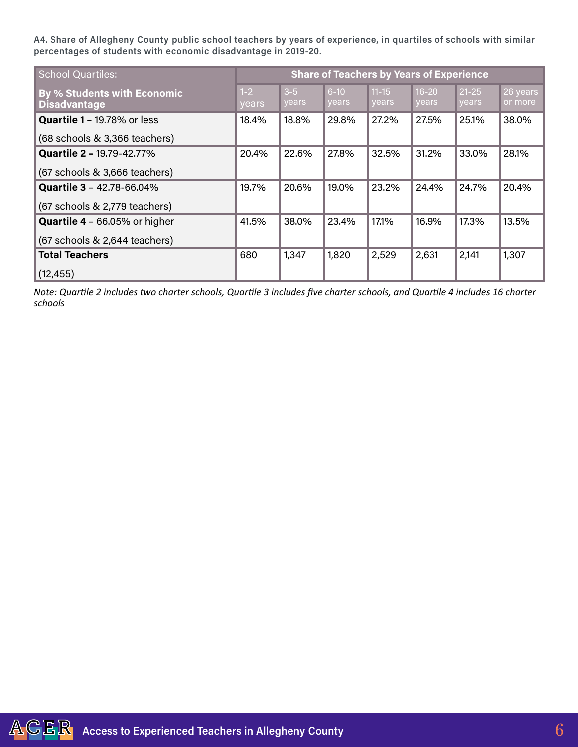**A4. Share of Allegheny County public school teachers by years of experience, in quartiles of schools with similar percentages of students with economic disadvantage in 2019-20.**

| School Quartiles: | Share of Teachers by Years of Experience | | | | | | |
|---|---|---|---|---|---|---|---|
| **By % Students with Economic Disadvantage** | 1-2 years | 3-5 years | 6-10 years | 11-15 years | 16-20 years | 21-25 years | 26 years or more |
| **Quartile 1** – 19.78% or less (68 schools & 3,366 teachers) | 18.4% | 18.8% | 29.8% | 27.2% | 27.5% | 25.1% | 38.0% |
| **Quartile 2 –** 19.79-42.77% (67 schools & 3,666 teachers) | 20.4% | 22.6% | 27.8% | 32.5% | 31.2% | 33.0% | 28.1% |
| **Quartile 3** – 42.78-66.04% (67 schools & 2,779 teachers) | 19.7% | 20.6% | 19.0% | 23.2% | 24.4% | 24.7% | 20.4% |
| **Quartile 4** – 66.05% or higher (67 schools & 2,644 teachers) | 41.5% | 38.0% | 23.4% | 17.1% | 16.9% | 17.3% | 13.5% |
| **Total Teachers** (12,455) | 680 | 1,347 | 1,820 | 2,529 | 2,631 | 2,141 | 1,307 |

*Note: Quartile 2 includes two charter schools, Quartile 3 includes five charter schools, and Quartile 4 includes 16 charter schools*